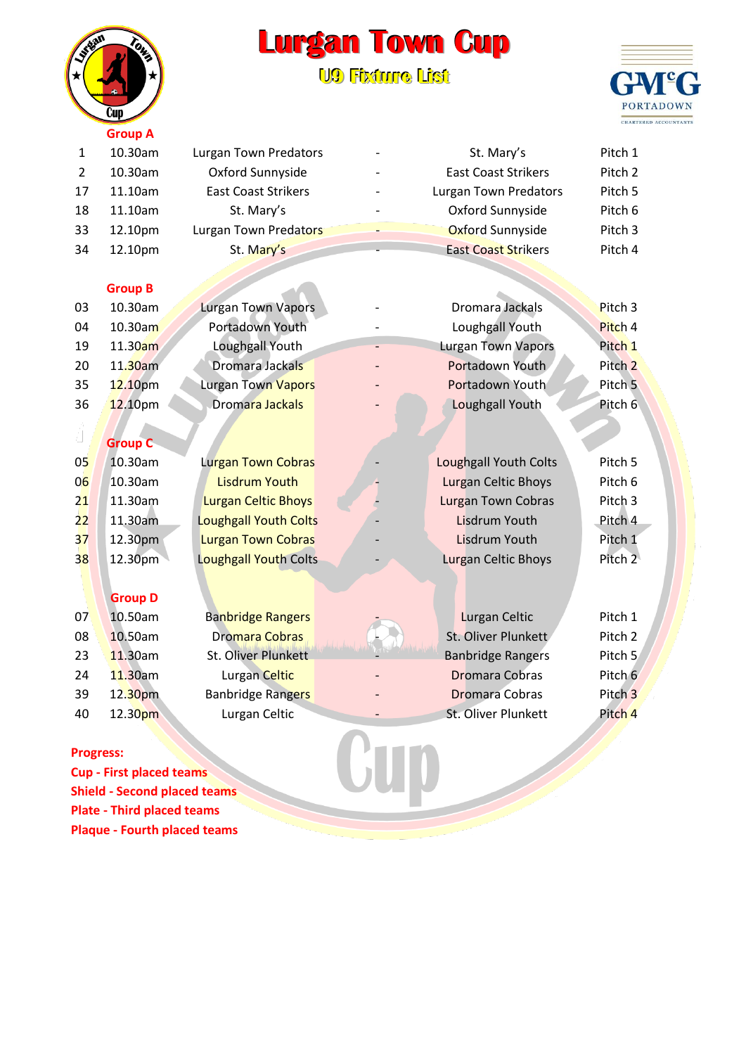# Lurgan Town Cup

## U9 Fixture List

### Group A

| No. | Time | Home | | Away | Pitch |
|---|---|---|---|---|---|
| 1 | 10.30am | Lurgan Town Predators | - | St. Mary's | Pitch 1 |
| 2 | 10.30am | Oxford Sunnyside | - | East Coast Strikers | Pitch 2 |
| 17 | 11.10am | East Coast Strikers | - | Lurgan Town Predators | Pitch 5 |
| 18 | 11.10am | St. Mary's | - | Oxford Sunnyside | Pitch 6 |
| 33 | 12.10pm | Lurgan Town Predators | - | Oxford Sunnyside | Pitch 3 |
| 34 | 12.10pm | St. Mary's | - | East Coast Strikers | Pitch 4 |

### Group B

| No. | Time | Home | | Away | Pitch |
|---|---|---|---|---|---|
| 03 | 10.30am | Lurgan Town Vapors | - | Dromara Jackals | Pitch 3 |
| 04 | 10.30am | Portadown Youth | - | Loughgall Youth | Pitch 4 |
| 19 | 11.30am | Loughgall Youth | - | Lurgan Town Vapors | Pitch 1 |
| 20 | 11.30am | Dromara Jackals | - | Portadown Youth | Pitch 2 |
| 35 | 12.10pm | Lurgan Town Vapors | - | Portadown Youth | Pitch 5 |
| 36 | 12.10pm | Dromara Jackals | - | Loughgall Youth | Pitch 6 |

### Group C

| No. | Time | Home | | Away | Pitch |
|---|---|---|---|---|---|
| 05 | 10.30am | Lurgan Town Cobras | - | Loughgall Youth Colts | Pitch 5 |
| 06 | 10.30am | Lisdrum Youth | - | Lurgan Celtic Bhoys | Pitch 6 |
| 21 | 11.30am | Lurgan Celtic Bhoys | - | Lurgan Town Cobras | Pitch 3 |
| 22 | 11.30am | Loughgall Youth Colts | - | Lisdrum Youth | Pitch 4 |
| 37 | 12.30pm | Lurgan Town Cobras | - | Lisdrum Youth | Pitch 1 |
| 38 | 12.30pm | Loughgall Youth Colts | - | Lurgan Celtic Bhoys | Pitch 2 |

### Group D

| No. | Time | Home | | Away | Pitch |
|---|---|---|---|---|---|
| 07 | 10.50am | Banbridge Rangers | - | Lurgan Celtic | Pitch 1 |
| 08 | 10.50am | Dromara Cobras | - | St. Oliver Plunkett | Pitch 2 |
| 23 | 11.30am | St. Oliver Plunkett | - | Banbridge Rangers | Pitch 5 |
| 24 | 11.30am | Lurgan Celtic | - | Dromara Cobras | Pitch 6 |
| 39 | 12.30pm | Banbridge Rangers | - | Dromara Cobras | Pitch 3 |
| 40 | 12.30pm | Lurgan Celtic | - | St. Oliver Plunkett | Pitch 4 |

**Progress:**
**Cup - First placed teams**
**Shield - Second placed teams**
**Plate - Third placed teams**
**Plaque - Fourth placed teams**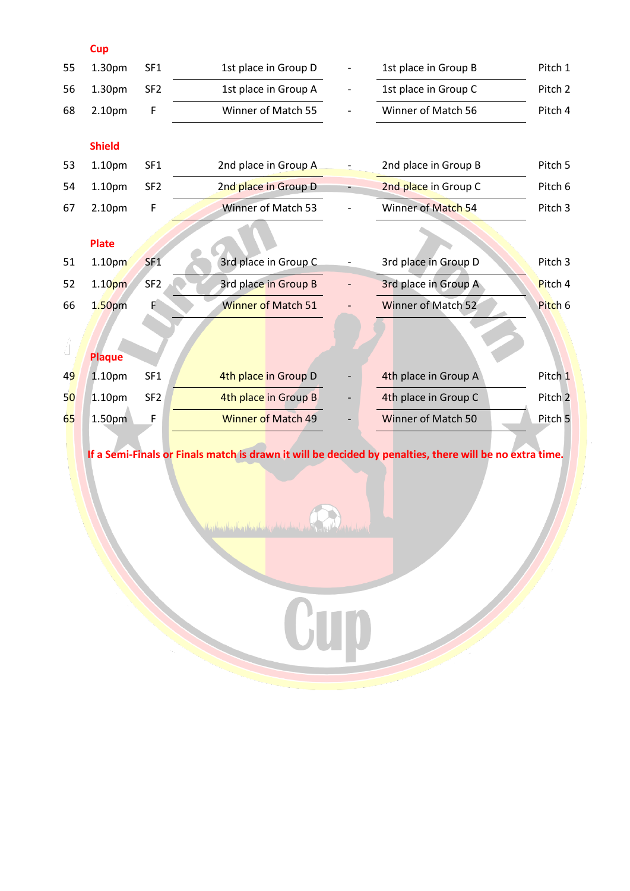**Cup**

| | | | | | | |
|---|---|---|---|---|---|---|
| 55 | 1.30pm | SF1 | 1st place in Group D | - | 1st place in Group B | Pitch 1 |
| 56 | 1.30pm | SF2 | 1st place in Group A | - | 1st place in Group C | Pitch 2 |
| 68 | 2.10pm | F | Winner of Match 55 | - | Winner of Match 56 | Pitch 4 |

**Shield**

| | | | | | | |
|---|---|---|---|---|---|---|
| 53 | 1.10pm | SF1 | 2nd place in Group A | - | 2nd place in Group B | Pitch 5 |
| 54 | 1.10pm | SF2 | 2nd place in Group D | - | 2nd place in Group C | Pitch 6 |
| 67 | 2.10pm | F | Winner of Match 53 | - | Winner of Match 54 | Pitch 3 |

**Plate**

| | | | | | | |
|---|---|---|---|---|---|---|
| 51 | 1.10pm | SF1 | 3rd place in Group C | - | 3rd place in Group D | Pitch 3 |
| 52 | 1.10pm | SF2 | 3rd place in Group B | - | 3rd place in Group A | Pitch 4 |
| 66 | 1.50pm | F | Winner of Match 51 | - | Winner of Match 52 | Pitch 6 |

**Plaque**

| | | | | | | |
|---|---|---|---|---|---|---|
| 49 | 1.10pm | SF1 | 4th place in Group D | - | 4th place in Group A | Pitch 1 |
| 50 | 1.10pm | SF2 | 4th place in Group B | - | 4th place in Group C | Pitch 2 |
| 65 | 1.50pm | F | Winner of Match 49 | - | Winner of Match 50 | Pitch 5 |

**If a Semi-Finals or Finals match is drawn it will be decided by penalties, there will be no extra time.**